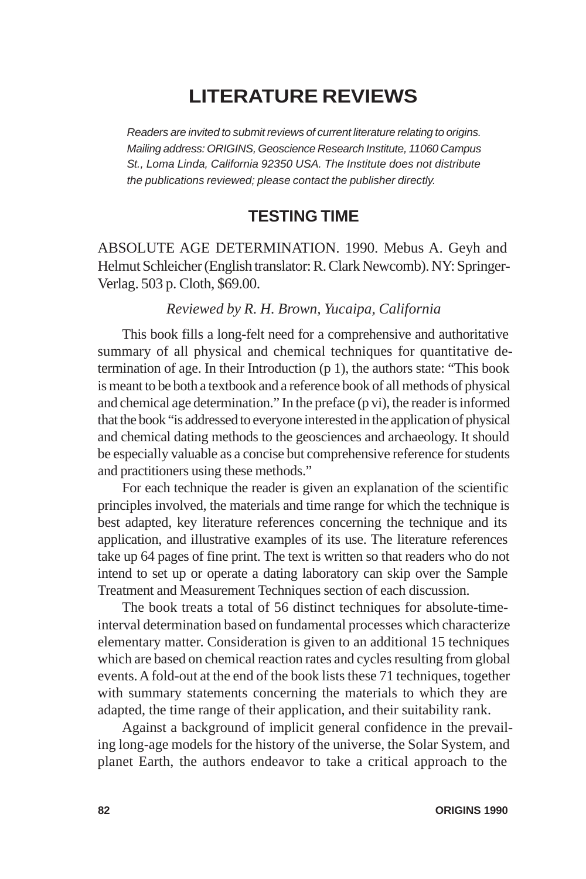# LITERATURE REVIEWS

*Readers are invited to submit reviews of current literature relating to origins. Mailing address: ORIGINS, Geoscience Research Institute, 11060 Campus St., Loma Linda, California 92350 USA. The Institute does not distribute the publications reviewed; please contact the publisher directly.*

## TESTING TIME

ABSOLUTE AGE DETERMINATION. 1990. Mebus A. Geyh and Helmut Schleicher (English translator: R. Clark Newcomb). NY: Springer-Verlag. 503 p. Cloth, $69.00.

*Reviewed by R. H. Brown, Yucaipa, California*

This book fills a long-felt need for a comprehensive and authoritative summary of all physical and chemical techniques for quantitative determination of age. In their Introduction (p 1), the authors state: "This book is meant to be both a textbook and a reference book of all methods of physical and chemical age determination." In the preface (p vi), the reader is informed that the book "is addressed to everyone interested in the application of physical and chemical dating methods to the geosciences and archaeology. It should be especially valuable as a concise but comprehensive reference for students and practitioners using these methods."

For each technique the reader is given an explanation of the scientific principles involved, the materials and time range for which the technique is best adapted, key literature references concerning the technique and its application, and illustrative examples of its use. The literature references take up 64 pages of fine print. The text is written so that readers who do not intend to set up or operate a dating laboratory can skip over the Sample Treatment and Measurement Techniques section of each discussion.

The book treats a total of 56 distinct techniques for absolute-time-interval determination based on fundamental processes which characterize elementary matter. Consideration is given to an additional 15 techniques which are based on chemical reaction rates and cycles resulting from global events. A fold-out at the end of the book lists these 71 techniques, together with summary statements concerning the materials to which they are adapted, the time range of their application, and their suitability rank.

Against a background of implicit general confidence in the prevailing long-age models for the history of the universe, the Solar System, and planet Earth, the authors endeavor to take a critical approach to the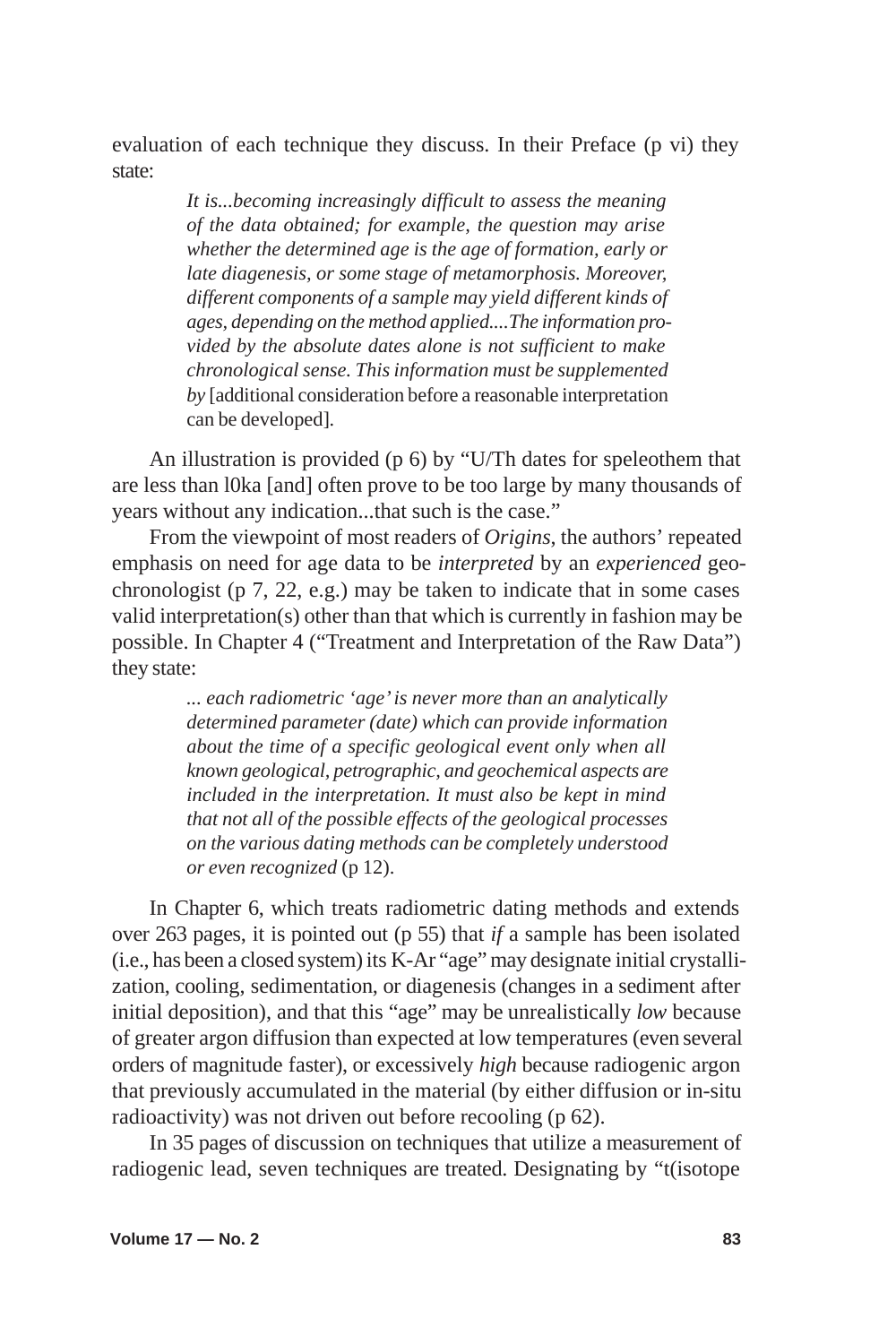evaluation of each technique they discuss. In their Preface (p vi) they state:

> *It is...becoming increasingly difficult to assess the meaning of the data obtained; for example, the question may arise whether the determined age is the age of formation, early or late diagenesis, or some stage of metamorphosis. Moreover, different components of a sample may yield different kinds of ages, depending on the method applied....The information provided by the absolute dates alone is not sufficient to make chronological sense. This information must be supplemented by* [additional consideration before a reasonable interpretation can be developed].

An illustration is provided (p 6) by "U/Th dates for speleothem that are less than l0ka [and] often prove to be too large by many thousands of years without any indication...that such is the case."

From the viewpoint of most readers of *Origins*, the authors' repeated emphasis on need for age data to be *interpreted* by an *experienced* geochronologist (p 7, 22, e.g.) may be taken to indicate that in some cases valid interpretation(s) other than that which is currently in fashion may be possible. In Chapter 4 ("Treatment and Interpretation of the Raw Data") they state:

> *... each radiometric 'age' is never more than an analytically determined parameter (date) which can provide information about the time of a specific geological event only when all known geological, petrographic, and geochemical aspects are included in the interpretation. It must also be kept in mind that not all of the possible effects of the geological processes on the various dating methods can be completely understood or even recognized* (p 12).

In Chapter 6, which treats radiometric dating methods and extends over 263 pages, it is pointed out (p 55) that *if* a sample has been isolated (i.e., has been a closed system) its K-Ar "age" may designate initial crystallization, cooling, sedimentation, or diagenesis (changes in a sediment after initial deposition), and that this "age" may be unrealistically *low* because of greater argon diffusion than expected at low temperatures (even several orders of magnitude faster), or excessively *high* because radiogenic argon that previously accumulated in the material (by either diffusion or in-situ radioactivity) was not driven out before recooling (p 62).

In 35 pages of discussion on techniques that utilize a measurement of radiogenic lead, seven techniques are treated. Designating by "t(isotope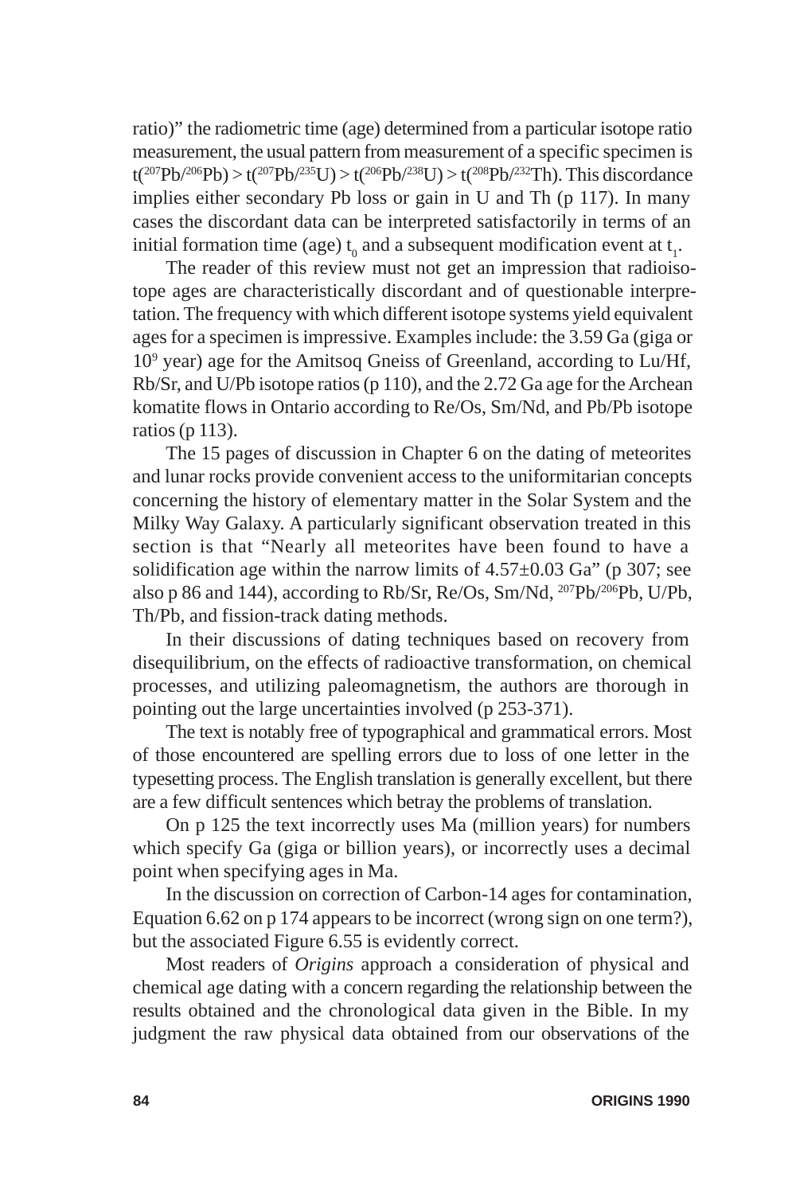ratio)" the radiometric time (age) determined from a particular isotope ratio measurement, the usual pattern from measurement of a specific specimen is $t(^{207}Pb/^{206}Pb) > t(^{207}Pb/^{235}U) > t(^{206}Pb/^{238}U) > t(^{208}Pb/^{232}Th)$. This discordance implies either secondary Pb loss or gain in U and Th (p 117). In many cases the discordant data can be interpreted satisfactorily in terms of an initial formation time (age) $t_0$ and a subsequent modification event at $t_1$.

The reader of this review must not get an impression that radioisotope ages are characteristically discordant and of questionable interpretation. The frequency with which different isotope systems yield equivalent ages for a specimen is impressive. Examples include: the 3.59 Ga (giga or $10^9$ year) age for the Amitsoq Gneiss of Greenland, according to Lu/Hf, Rb/Sr, and U/Pb isotope ratios (p 110), and the 2.72 Ga age for the Archean komatite flows in Ontario according to Re/Os, Sm/Nd, and Pb/Pb isotope ratios (p 113).

The 15 pages of discussion in Chapter 6 on the dating of meteorites and lunar rocks provide convenient access to the uniformitarian concepts concerning the history of elementary matter in the Solar System and the Milky Way Galaxy. A particularly significant observation treated in this section is that "Nearly all meteorites have been found to have a solidification age within the narrow limits of $4.57 \pm 0.03$ Ga" (p 307; see also p 86 and 144), according to Rb/Sr, Re/Os, Sm/Nd, $^{207}Pb/^{206}Pb$, U/Pb, Th/Pb, and fission-track dating methods.

In their discussions of dating techniques based on recovery from disequilibrium, on the effects of radioactive transformation, on chemical processes, and utilizing paleomagnetism, the authors are thorough in pointing out the large uncertainties involved (p 253-371).

The text is notably free of typographical and grammatical errors. Most of those encountered are spelling errors due to loss of one letter in the typesetting process. The English translation is generally excellent, but there are a few difficult sentences which betray the problems of translation.

On p 125 the text incorrectly uses Ma (million years) for numbers which specify Ga (giga or billion years), or incorrectly uses a decimal point when specifying ages in Ma.

In the discussion on correction of Carbon-14 ages for contamination, Equation 6.62 on p 174 appears to be incorrect (wrong sign on one term?), but the associated Figure 6.55 is evidently correct.

Most readers of *Origins* approach a consideration of physical and chemical age dating with a concern regarding the relationship between the results obtained and the chronological data given in the Bible. In my judgment the raw physical data obtained from our observations of the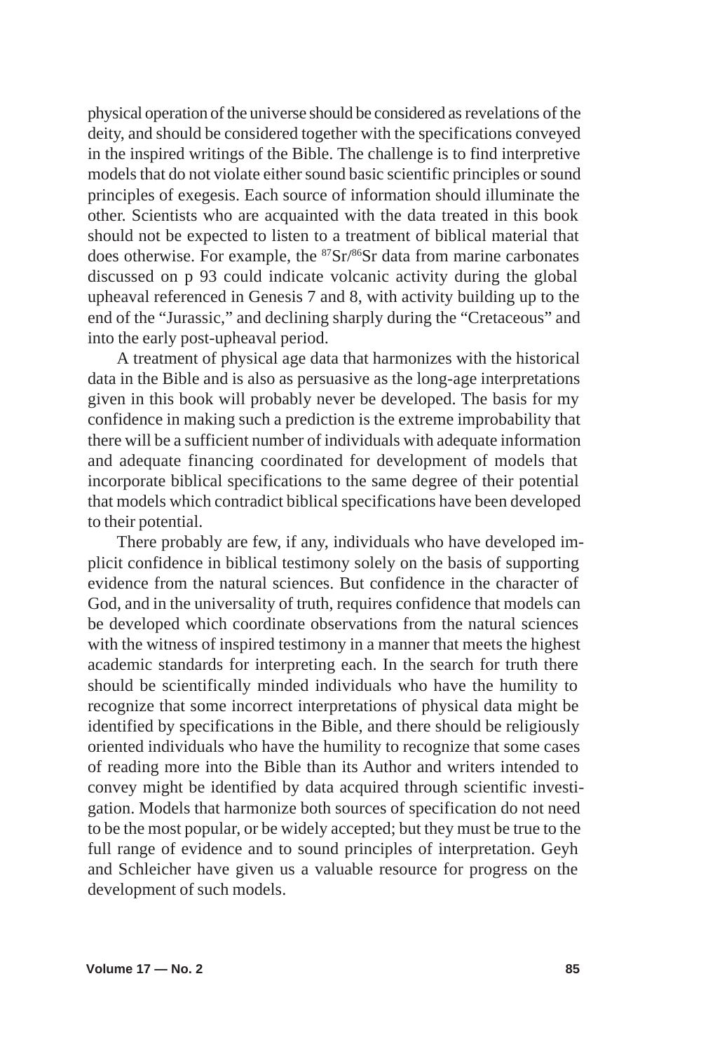physical operation of the universe should be considered as revelations of the deity, and should be considered together with the specifications conveyed in the inspired writings of the Bible. The challenge is to find interpretive models that do not violate either sound basic scientific principles or sound principles of exegesis. Each source of information should illuminate the other. Scientists who are acquainted with the data treated in this book should not be expected to listen to a treatment of biblical material that does otherwise. For example, the $^{87}Sr/^{86}Sr$ data from marine carbonates discussed on p 93 could indicate volcanic activity during the global upheaval referenced in Genesis 7 and 8, with activity building up to the end of the "Jurassic," and declining sharply during the "Cretaceous" and into the early post-upheaval period.

A treatment of physical age data that harmonizes with the historical data in the Bible and is also as persuasive as the long-age interpretations given in this book will probably never be developed. The basis for my confidence in making such a prediction is the extreme improbability that there will be a sufficient number of individuals with adequate information and adequate financing coordinated for development of models that incorporate biblical specifications to the same degree of their potential that models which contradict biblical specifications have been developed to their potential.

There probably are few, if any, individuals who have developed implicit confidence in biblical testimony solely on the basis of supporting evidence from the natural sciences. But confidence in the character of God, and in the universality of truth, requires confidence that models can be developed which coordinate observations from the natural sciences with the witness of inspired testimony in a manner that meets the highest academic standards for interpreting each. In the search for truth there should be scientifically minded individuals who have the humility to recognize that some incorrect interpretations of physical data might be identified by specifications in the Bible, and there should be religiously oriented individuals who have the humility to recognize that some cases of reading more into the Bible than its Author and writers intended to convey might be identified by data acquired through scientific investigation. Models that harmonize both sources of specification do not need to be the most popular, or be widely accepted; but they must be true to the full range of evidence and to sound principles of interpretation. Geyh and Schleicher have given us a valuable resource for progress on the development of such models.